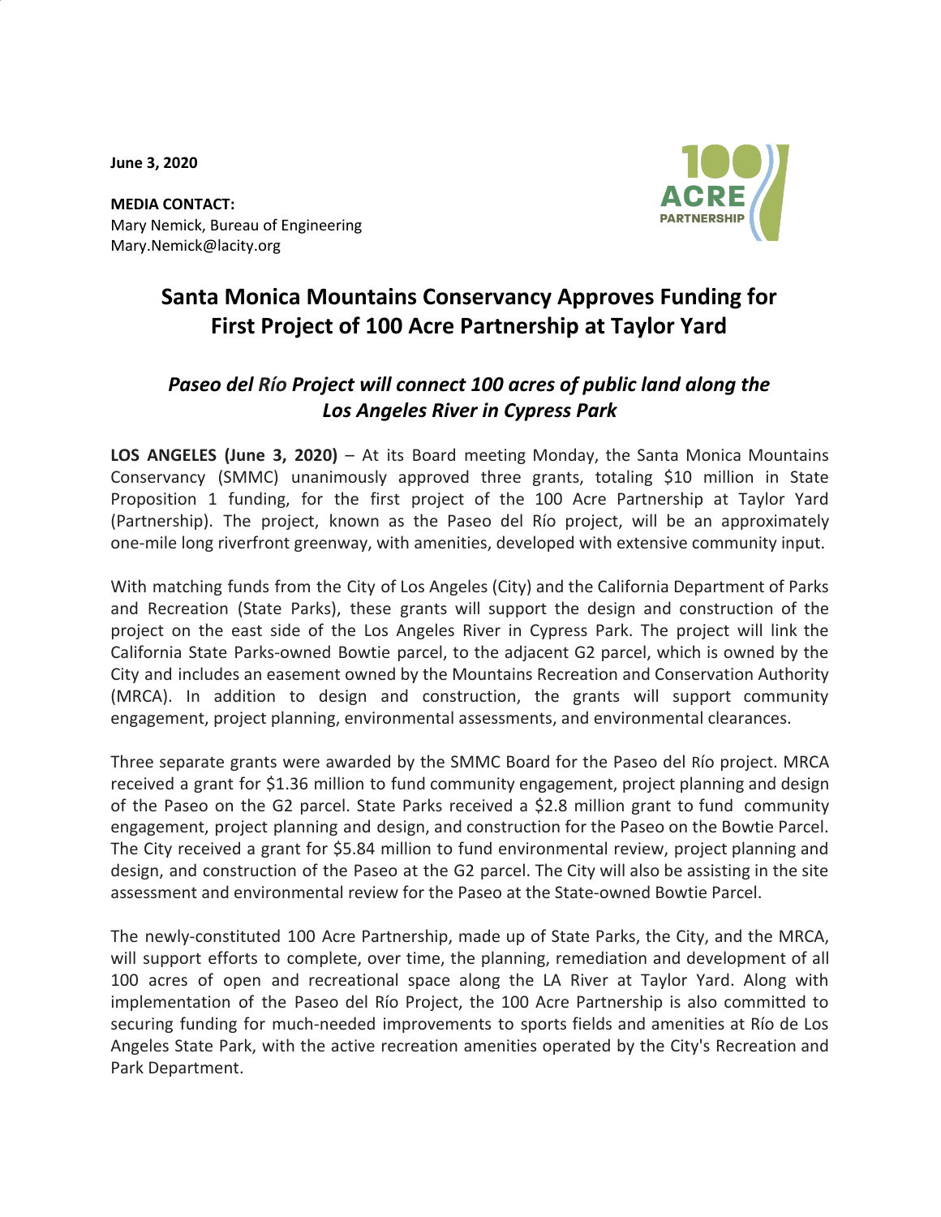**June 3, 2020**

**MEDIA CONTACT:**
Mary Nemick, Bureau of Engineering
Mary.Nemick@lacity.org

# Santa Monica Mountains Conservancy Approves Funding for First Project of 100 Acre Partnership at Taylor Yard

## *Paseo del Río Project will connect 100 acres of public land along the Los Angeles River in Cypress Park*

**LOS ANGELES (June 3, 2020)** – At its Board meeting Monday, the Santa Monica Mountains Conservancy (SMMC) unanimously approved three grants, totaling $10 million in State Proposition 1 funding, for the first project of the 100 Acre Partnership at Taylor Yard (Partnership). The project, known as the Paseo del Río project, will be an approximately one-mile long riverfront greenway, with amenities, developed with extensive community input.

With matching funds from the City of Los Angeles (City) and the California Department of Parks and Recreation (State Parks), these grants will support the design and construction of the project on the east side of the Los Angeles River in Cypress Park. The project will link the California State Parks-owned Bowtie parcel, to the adjacent G2 parcel, which is owned by the City and includes an easement owned by the Mountains Recreation and Conservation Authority (MRCA). In addition to design and construction, the grants will support community engagement, project planning, environmental assessments, and environmental clearances.

Three separate grants were awarded by the SMMC Board for the Paseo del Río project. MRCA received a grant for $1.36 million to fund community engagement, project planning and design of the Paseo on the G2 parcel. State Parks received a $2.8 million grant to fund community engagement, project planning and design, and construction for the Paseo on the Bowtie Parcel. The City received a grant for $5.84 million to fund environmental review, project planning and design, and construction of the Paseo at the G2 parcel. The City will also be assisting in the site assessment and environmental review for the Paseo at the State-owned Bowtie Parcel.

The newly-constituted 100 Acre Partnership, made up of State Parks, the City, and the MRCA, will support efforts to complete, over time, the planning, remediation and development of all 100 acres of open and recreational space along the LA River at Taylor Yard. Along with implementation of the Paseo del Río Project, the 100 Acre Partnership is also committed to securing funding for much-needed improvements to sports fields and amenities at Río de Los Angeles State Park, with the active recreation amenities operated by the City's Recreation and Park Department.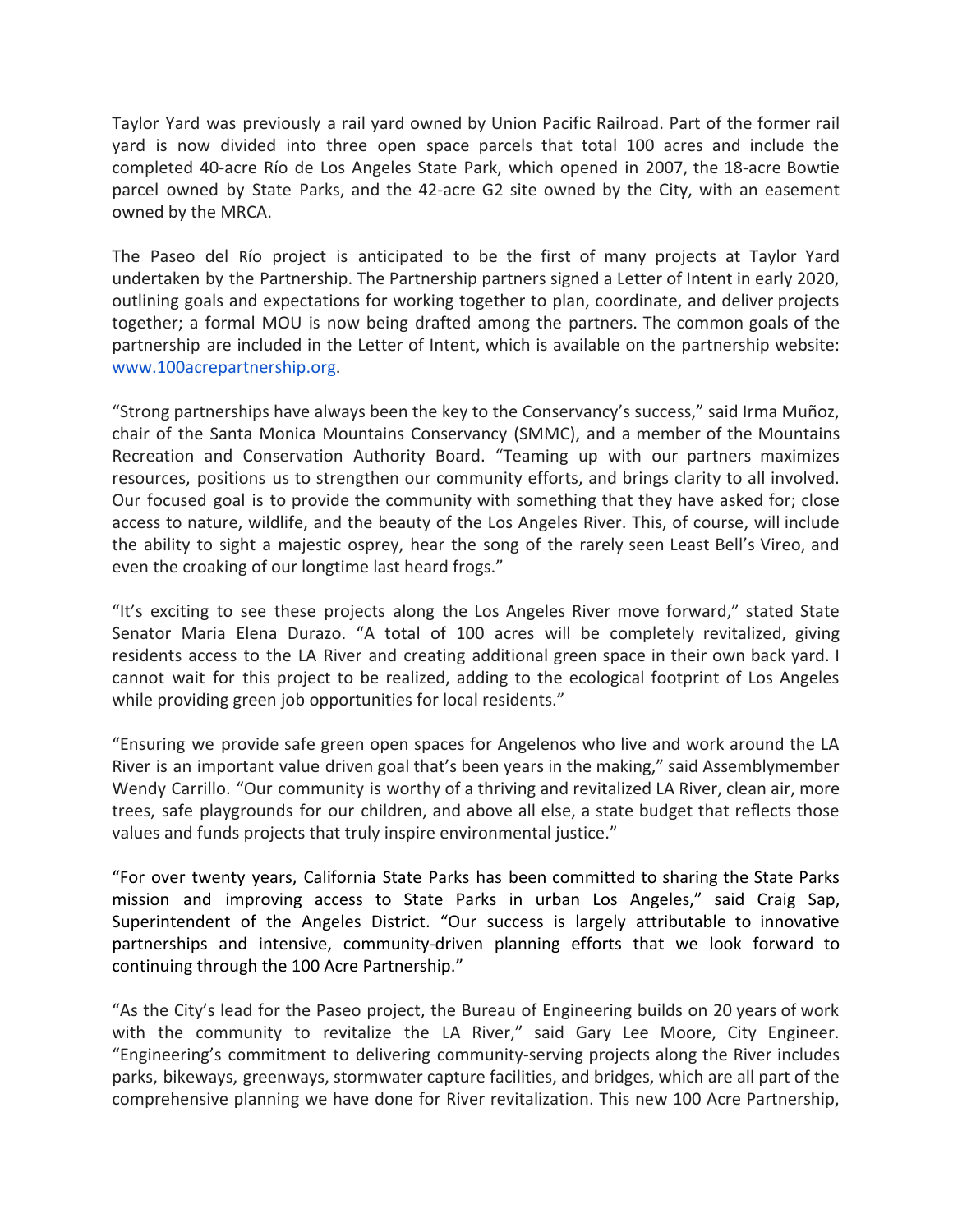Taylor Yard was previously a rail yard owned by Union Pacific Railroad. Part of the former rail yard is now divided into three open space parcels that total 100 acres and include the completed 40-acre Río de Los Angeles State Park, which opened in 2007, the 18-acre Bowtie parcel owned by State Parks, and the 42-acre G2 site owned by the City, with an easement owned by the MRCA.

The Paseo del Río project is anticipated to be the first of many projects at Taylor Yard undertaken by the Partnership. The Partnership partners signed a Letter of Intent in early 2020, outlining goals and expectations for working together to plan, coordinate, and deliver projects together; a formal MOU is now being drafted among the partners. The common goals of the partnership are included in the Letter of Intent, which is available on the partnership website: [www.100acrepartnership.org](http://www.100acrepartnership.org).

"Strong partnerships have always been the key to the Conservancy's success," said Irma Muñoz, chair of the Santa Monica Mountains Conservancy (SMMC), and a member of the Mountains Recreation and Conservation Authority Board. "Teaming up with our partners maximizes resources, positions us to strengthen our community efforts, and brings clarity to all involved. Our focused goal is to provide the community with something that they have asked for; close access to nature, wildlife, and the beauty of the Los Angeles River. This, of course, will include the ability to sight a majestic osprey, hear the song of the rarely seen Least Bell's Vireo, and even the croaking of our longtime last heard frogs."

"It's exciting to see these projects along the Los Angeles River move forward," stated State Senator Maria Elena Durazo. "A total of 100 acres will be completely revitalized, giving residents access to the LA River and creating additional green space in their own back yard. I cannot wait for this project to be realized, adding to the ecological footprint of Los Angeles while providing green job opportunities for local residents."

"Ensuring we provide safe green open spaces for Angelenos who live and work around the LA River is an important value driven goal that's been years in the making," said Assemblymember Wendy Carrillo. "Our community is worthy of a thriving and revitalized LA River, clean air, more trees, safe playgrounds for our children, and above all else, a state budget that reflects those values and funds projects that truly inspire environmental justice."

"For over twenty years, California State Parks has been committed to sharing the State Parks mission and improving access to State Parks in urban Los Angeles," said Craig Sap, Superintendent of the Angeles District. "Our success is largely attributable to innovative partnerships and intensive, community-driven planning efforts that we look forward to continuing through the 100 Acre Partnership."

"As the City's lead for the Paseo project, the Bureau of Engineering builds on 20 years of work with the community to revitalize the LA River," said Gary Lee Moore, City Engineer. "Engineering's commitment to delivering community-serving projects along the River includes parks, bikeways, greenways, stormwater capture facilities, and bridges, which are all part of the comprehensive planning we have done for River revitalization. This new 100 Acre Partnership,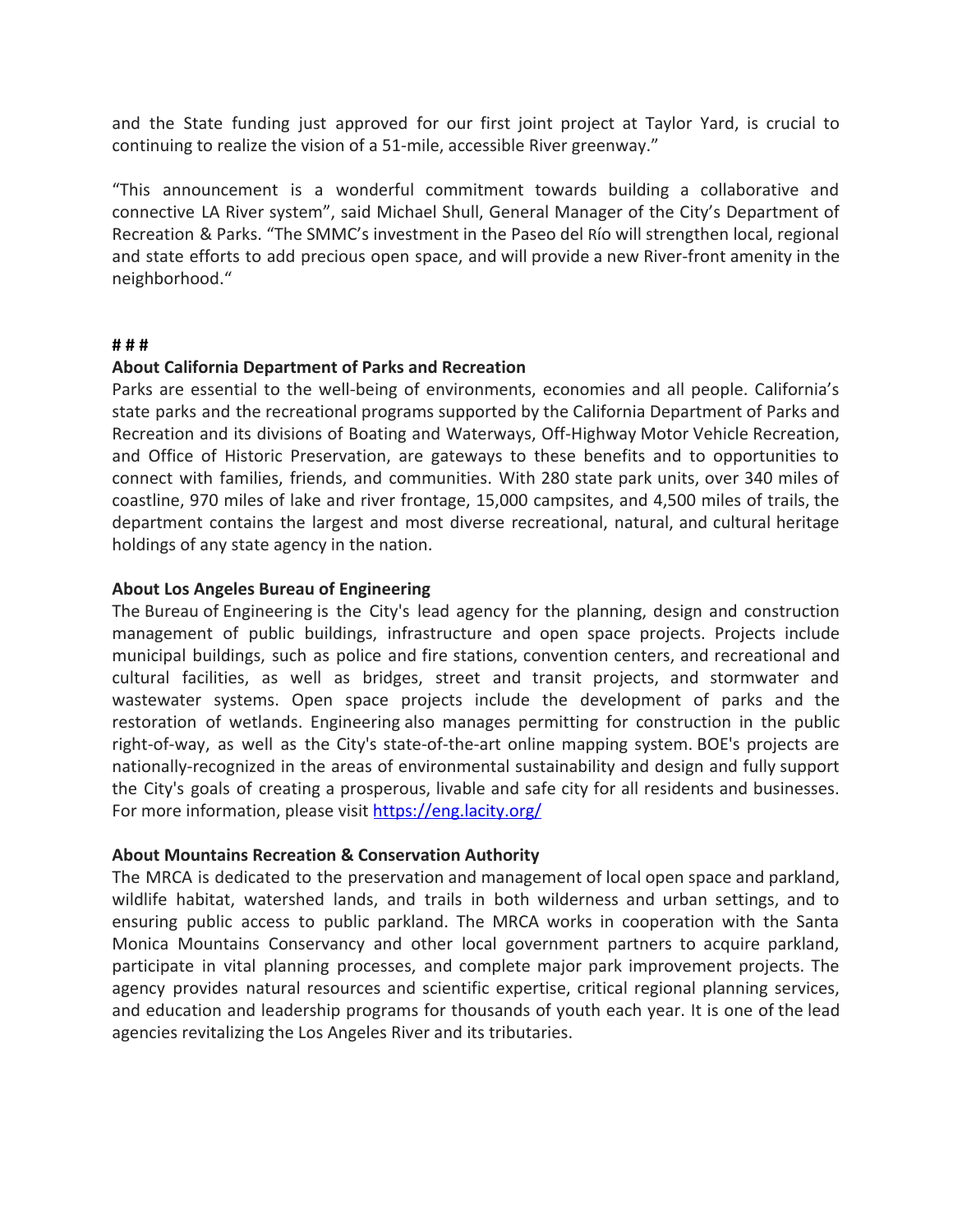and the State funding just approved for our first joint project at Taylor Yard, is crucial to continuing to realize the vision of a 51-mile, accessible River greenway."

"This announcement is a wonderful commitment towards building a collaborative and connective LA River system", said Michael Shull, General Manager of the City's Department of Recreation & Parks. "The SMMC's investment in the Paseo del Río will strengthen local, regional and state efforts to add precious open space, and will provide a new River-front amenity in the neighborhood."

**# # #**

**About California Department of Parks and Recreation**

Parks are essential to the well-being of environments, economies and all people. California's state parks and the recreational programs supported by the California Department of Parks and Recreation and its divisions of Boating and Waterways, Off-Highway Motor Vehicle Recreation, and Office of Historic Preservation, are gateways to these benefits and to opportunities to connect with families, friends, and communities. With 280 state park units, over 340 miles of coastline, 970 miles of lake and river frontage, 15,000 campsites, and 4,500 miles of trails, the department contains the largest and most diverse recreational, natural, and cultural heritage holdings of any state agency in the nation.

**About Los Angeles Bureau of Engineering**

The Bureau of Engineering is the City's lead agency for the planning, design and construction management of public buildings, infrastructure and open space projects. Projects include municipal buildings, such as police and fire stations, convention centers, and recreational and cultural facilities, as well as bridges, street and transit projects, and stormwater and wastewater systems. Open space projects include the development of parks and the restoration of wetlands. Engineering also manages permitting for construction in the public right-of-way, as well as the City's state-of-the-art online mapping system. BOE's projects are nationally-recognized in the areas of environmental sustainability and design and fully support the City's goals of creating a prosperous, livable and safe city for all residents and businesses. For more information, please visit [https://eng.lacity.org/](https://eng.lacity.org/)

**About Mountains Recreation & Conservation Authority**

The MRCA is dedicated to the preservation and management of local open space and parkland, wildlife habitat, watershed lands, and trails in both wilderness and urban settings, and to ensuring public access to public parkland. The MRCA works in cooperation with the Santa Monica Mountains Conservancy and other local government partners to acquire parkland, participate in vital planning processes, and complete major park improvement projects. The agency provides natural resources and scientific expertise, critical regional planning services, and education and leadership programs for thousands of youth each year. It is one of the lead agencies revitalizing the Los Angeles River and its tributaries.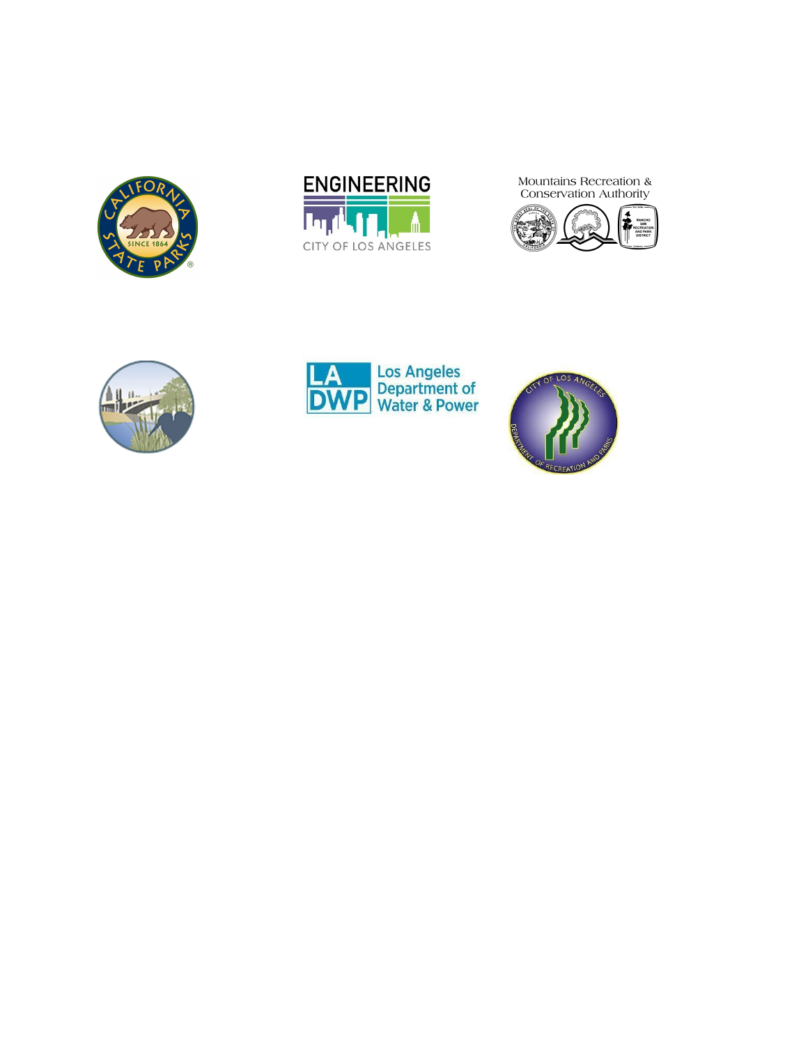CALIFORNIA STATE PARKS
SINCE 1864

ENGINEERING
CITY OF LOS ANGELES

Mountains Recreation & Conservation Authority

LA DWP Los Angeles Department of Water & Power

CITY OF LOS ANGELES
DEPARTMENT OF RECREATION AND PARKS